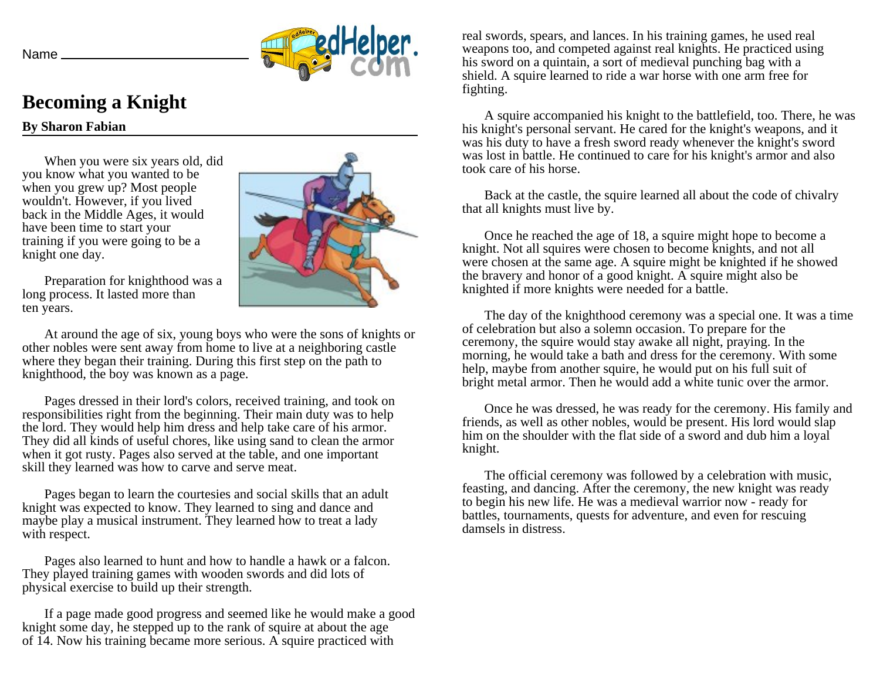Name ___________________________

# Becoming a Knight

**By Sharon Fabian**

When you were six years old, did you know what you wanted to be when you grew up? Most people wouldn't. However, if you lived back in the Middle Ages, it would have been time to start your training if you were going to be a knight one day.

Preparation for knighthood was a long process. It lasted more than ten years.

At around the age of six, young boys who were the sons of knights or other nobles were sent away from home to live at a neighboring castle where they began their training. During this first step on the path to knighthood, the boy was known as a page.

Pages dressed in their lord's colors, received training, and took on responsibilities right from the beginning. Their main duty was to help the lord. They would help him dress and help take care of his armor. They did all kinds of useful chores, like using sand to clean the armor when it got rusty. Pages also served at the table, and one important skill they learned was how to carve and serve meat.

Pages began to learn the courtesies and social skills that an adult knight was expected to know. They learned to sing and dance and maybe play a musical instrument. They learned how to treat a lady with respect.

Pages also learned to hunt and how to handle a hawk or a falcon. They played training games with wooden swords and did lots of physical exercise to build up their strength.

If a page made good progress and seemed like he would make a good knight some day, he stepped up to the rank of squire at about the age of 14. Now his training became more serious. A squire practiced with real swords, spears, and lances. In his training games, he used real weapons too, and competed against real knights. He practiced using his sword on a quintain, a sort of medieval punching bag with a shield. A squire learned to ride a war horse with one arm free for fighting.

A squire accompanied his knight to the battlefield, too. There, he was his knight's personal servant. He cared for the knight's weapons, and it was his duty to have a fresh sword ready whenever the knight's sword was lost in battle. He continued to care for his knight's armor and also took care of his horse.

Back at the castle, the squire learned all about the code of chivalry that all knights must live by.

Once he reached the age of 18, a squire might hope to become a knight. Not all squires were chosen to become knights, and not all were chosen at the same age. A squire might be knighted if he showed the bravery and honor of a good knight. A squire might also be knighted if more knights were needed for a battle.

The day of the knighthood ceremony was a special one. It was a time of celebration but also a solemn occasion. To prepare for the ceremony, the squire would stay awake all night, praying. In the morning, he would take a bath and dress for the ceremony. With some help, maybe from another squire, he would put on his full suit of bright metal armor. Then he would add a white tunic over the armor.

Once he was dressed, he was ready for the ceremony. His family and friends, as well as other nobles, would be present. His lord would slap him on the shoulder with the flat side of a sword and dub him a loyal knight.

The official ceremony was followed by a celebration with music, feasting, and dancing. After the ceremony, the new knight was ready to begin his new life. He was a medieval warrior now - ready for battles, tournaments, quests for adventure, and even for rescuing damsels in distress.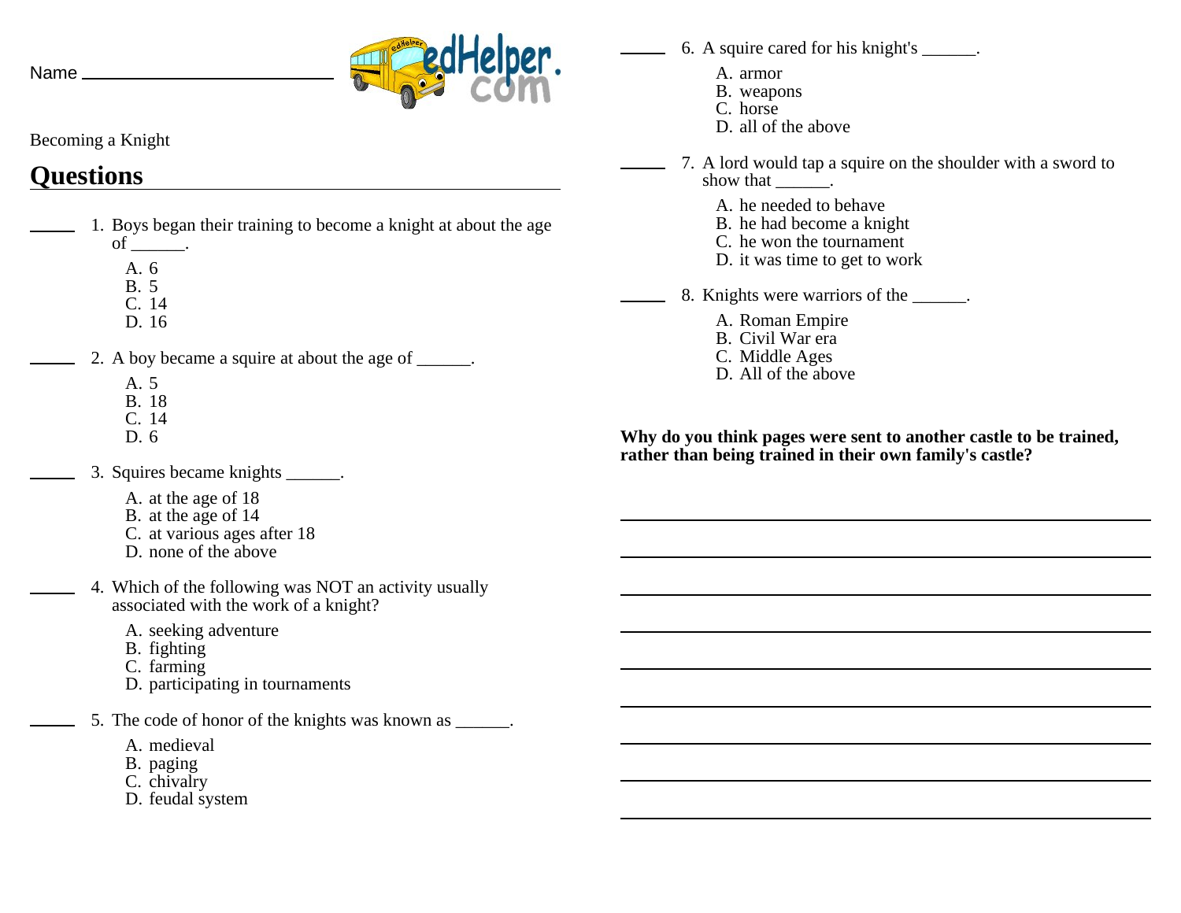Name ____________________________

Becoming a Knight

## Questions

_____ 1. Boys began their training to become a knight at about the age of ______.

A. 6
B. 5
C. 14
D. 16

_____ 2. A boy became a squire at about the age of ______.

A. 5
B. 18
C. 14
D. 6

_____ 3. Squires became knights ______.

A. at the age of 18
B. at the age of 14
C. at various ages after 18
D. none of the above

_____ 4. Which of the following was NOT an activity usually associated with the work of a knight?

A. seeking adventure
B. fighting
C. farming
D. participating in tournaments

_____ 5. The code of honor of the knights was known as ______.

A. medieval
B. paging
C. chivalry
D. feudal system

_____ 6. A squire cared for his knight's ______.

A. armor
B. weapons
C. horse
D. all of the above

_____ 7. A lord would tap a squire on the shoulder with a sword to show that ______.

A. he needed to behave
B. he had become a knight
C. he won the tournament
D. it was time to get to work

_____ 8. Knights were warriors of the ______.

A. Roman Empire
B. Civil War era
C. Middle Ages
D. All of the above

**Why do you think pages were sent to another castle to be trained, rather than being trained in their own family's castle?**

______________________________________________________________________

______________________________________________________________________

______________________________________________________________________

______________________________________________________________________

______________________________________________________________________

______________________________________________________________________

______________________________________________________________________

______________________________________________________________________

______________________________________________________________________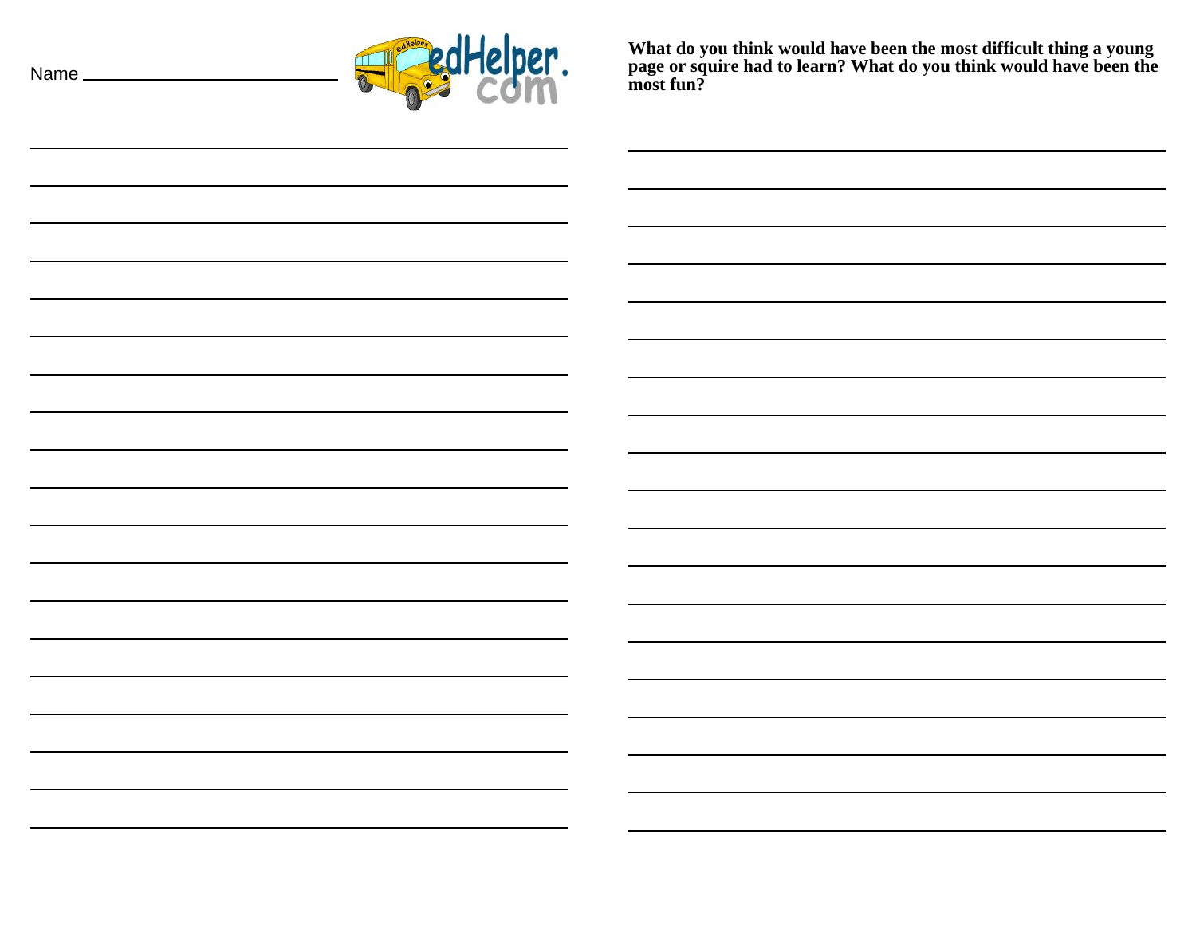Name ______________________________

What do you think would have been the most difficult thing a young page or squire had to learn? What do you think would have been the most fun?